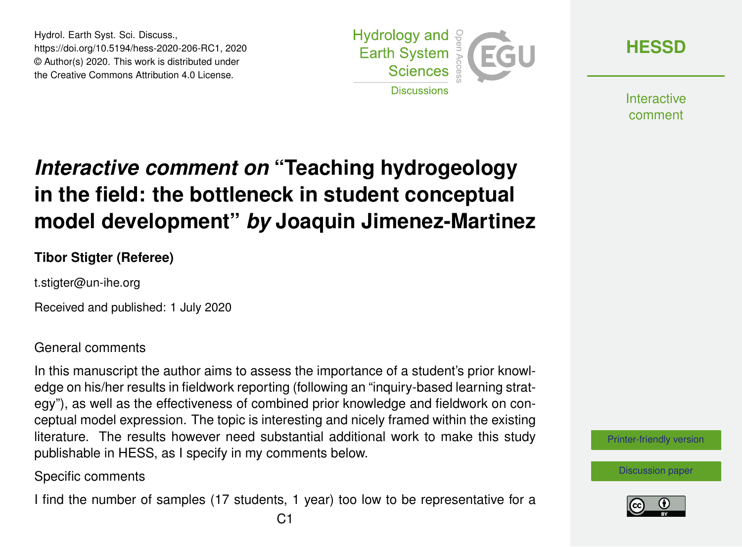Hydrol. Earth Syst. Sci. Discuss.,
https://doi.org/10.5194/hess-2020-206-RC1, 2020
© Author(s) 2020. This work is distributed under
the Creative Commons Attribution 4.0 License.

# *Interactive comment on* "Teaching hydrogeology in the field: the bottleneck in student conceptual model development" *by* Joaquin Jimenez-Martinez

**Tibor Stigter (Referee)**

t.stigter@un-ihe.org

Received and published: 1 July 2020

General comments

In this manuscript the author aims to assess the importance of a student's prior knowledge on his/her results in fieldwork reporting (following an "inquiry-based learning strategy"), as well as the effectiveness of combined prior knowledge and fieldwork on conceptual model expression. The topic is interesting and nicely framed within the existing literature. The results however need substantial additional work to make this study publishable in HESS, as I specify in my comments below.

Specific comments

I find the number of samples (17 students, 1 year) too low to be representative for a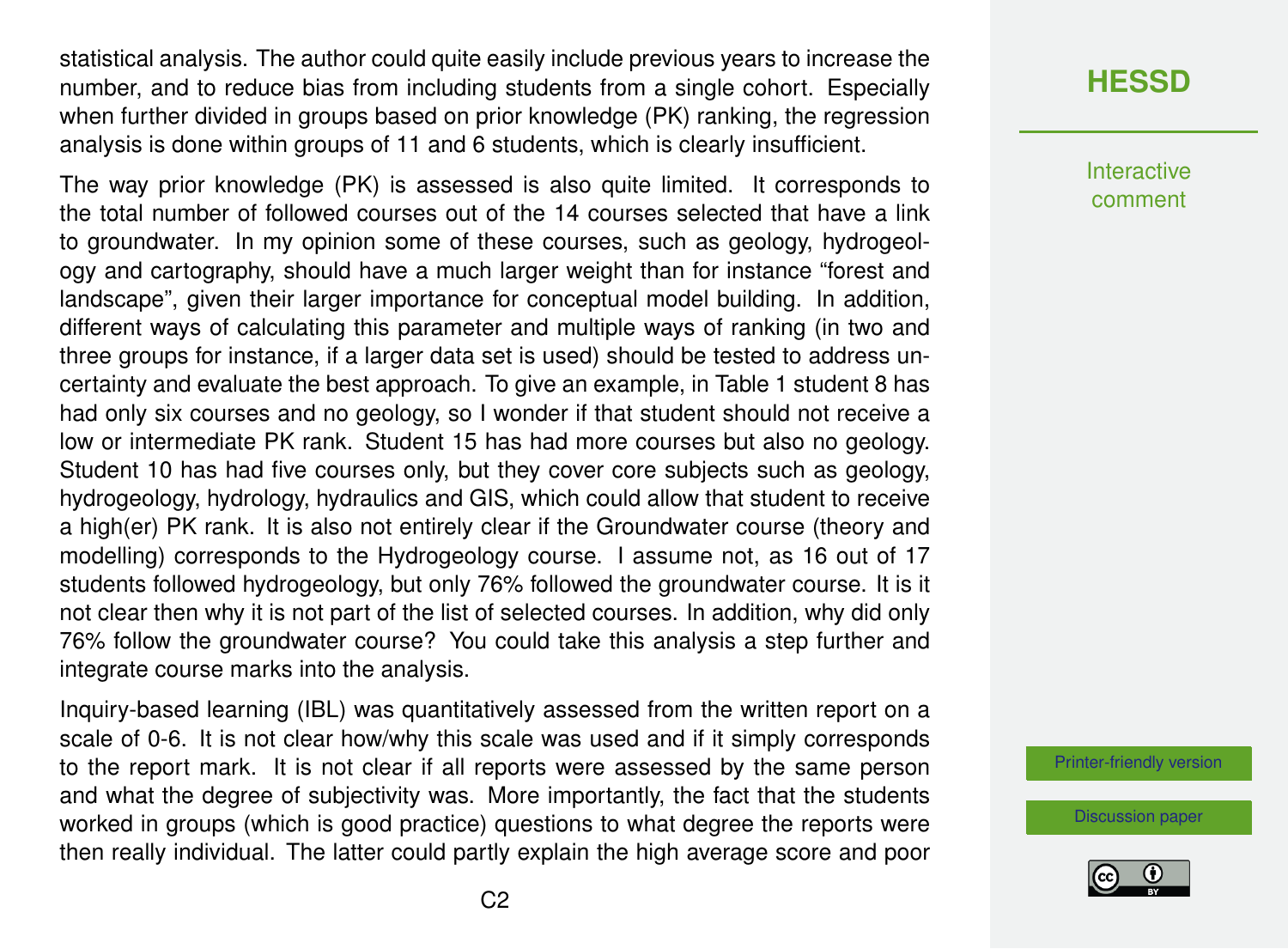statistical analysis. The author could quite easily include previous years to increase the number, and to reduce bias from including students from a single cohort. Especially when further divided in groups based on prior knowledge (PK) ranking, the regression analysis is done within groups of 11 and 6 students, which is clearly insufficient.

The way prior knowledge (PK) is assessed is also quite limited. It corresponds to the total number of followed courses out of the 14 courses selected that have a link to groundwater. In my opinion some of these courses, such as geology, hydrogeology and cartography, should have a much larger weight than for instance "forest and landscape", given their larger importance for conceptual model building. In addition, different ways of calculating this parameter and multiple ways of ranking (in two and three groups for instance, if a larger data set is used) should be tested to address uncertainty and evaluate the best approach. To give an example, in Table 1 student 8 has had only six courses and no geology, so I wonder if that student should not receive a low or intermediate PK rank. Student 15 has had more courses but also no geology. Student 10 has had five courses only, but they cover core subjects such as geology, hydrogeology, hydrology, hydraulics and GIS, which could allow that student to receive a high(er) PK rank. It is also not entirely clear if the Groundwater course (theory and modelling) corresponds to the Hydrogeology course. I assume not, as 16 out of 17 students followed hydrogeology, but only 76% followed the groundwater course. It is it not clear then why it is not part of the list of selected courses. In addition, why did only 76% follow the groundwater course? You could take this analysis a step further and integrate course marks into the analysis.

Inquiry-based learning (IBL) was quantitatively assessed from the written report on a scale of 0-6. It is not clear how/why this scale was used and if it simply corresponds to the report mark. It is not clear if all reports were assessed by the same person and what the degree of subjectivity was. More importantly, the fact that the students worked in groups (which is good practice) questions to what degree the reports were then really individual. The latter could partly explain the high average score and poor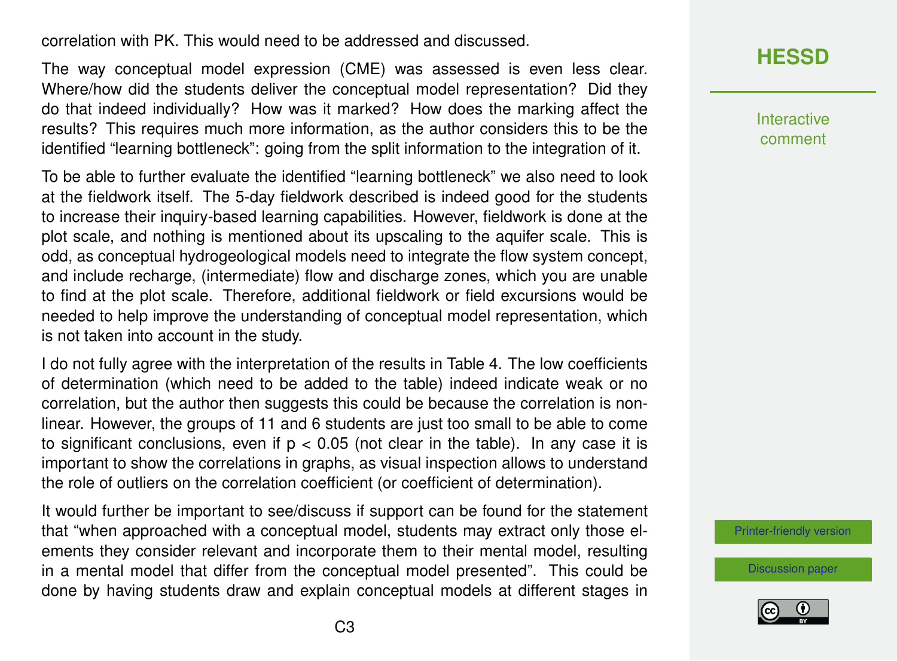correlation with PK. This would need to be addressed and discussed.

The way conceptual model expression (CME) was assessed is even less clear. Where/how did the students deliver the conceptual model representation? Did they do that indeed individually? How was it marked? How does the marking affect the results? This requires much more information, as the author considers this to be the identified "learning bottleneck": going from the split information to the integration of it.

To be able to further evaluate the identified "learning bottleneck" we also need to look at the fieldwork itself. The 5-day fieldwork described is indeed good for the students to increase their inquiry-based learning capabilities. However, fieldwork is done at the plot scale, and nothing is mentioned about its upscaling to the aquifer scale. This is odd, as conceptual hydrogeological models need to integrate the flow system concept, and include recharge, (intermediate) flow and discharge zones, which you are unable to find at the plot scale. Therefore, additional fieldwork or field excursions would be needed to help improve the understanding of conceptual model representation, which is not taken into account in the study.

I do not fully agree with the interpretation of the results in Table 4. The low coefficients of determination (which need to be added to the table) indeed indicate weak or no correlation, but the author then suggests this could be because the correlation is non-linear. However, the groups of 11 and 6 students are just too small to be able to come to significant conclusions, even if $p < 0.05$ (not clear in the table). In any case it is important to show the correlations in graphs, as visual inspection allows to understand the role of outliers on the correlation coefficient (or coefficient of determination).

It would further be important to see/discuss if support can be found for the statement that "when approached with a conceptual model, students may extract only those elements they consider relevant and incorporate them to their mental model, resulting in a mental model that differ from the conceptual model presented". This could be done by having students draw and explain conceptual models at different stages in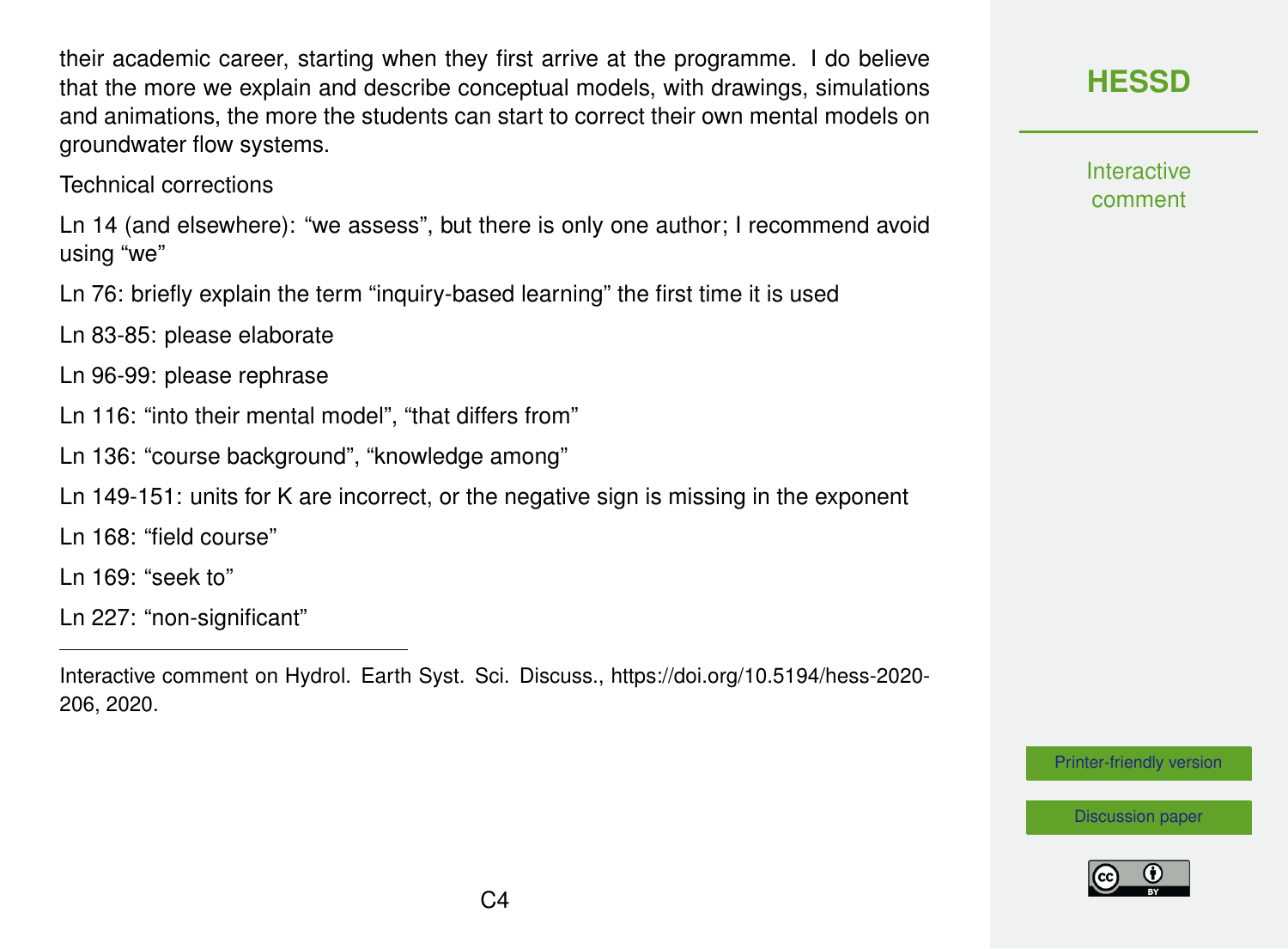their academic career, starting when they first arrive at the programme. I do believe that the more we explain and describe conceptual models, with drawings, simulations and animations, the more the students can start to correct their own mental models on groundwater flow systems.

Technical corrections

Ln 14 (and elsewhere): "we assess", but there is only one author; I recommend avoid using "we"

Ln 76: briefly explain the term "inquiry-based learning" the first time it is used

Ln 83-85: please elaborate

Ln 96-99: please rephrase

Ln 116: "into their mental model", "that differs from"

Ln 136: "course background", "knowledge among"

Ln 149-151: units for K are incorrect, or the negative sign is missing in the exponent

Ln 168: "field course"

Ln 169: "seek to"

Ln 227: "non-significant"

---

Interactive comment on Hydrol. Earth Syst. Sci. Discuss., https://doi.org/10.5194/hess-2020-206, 2020.